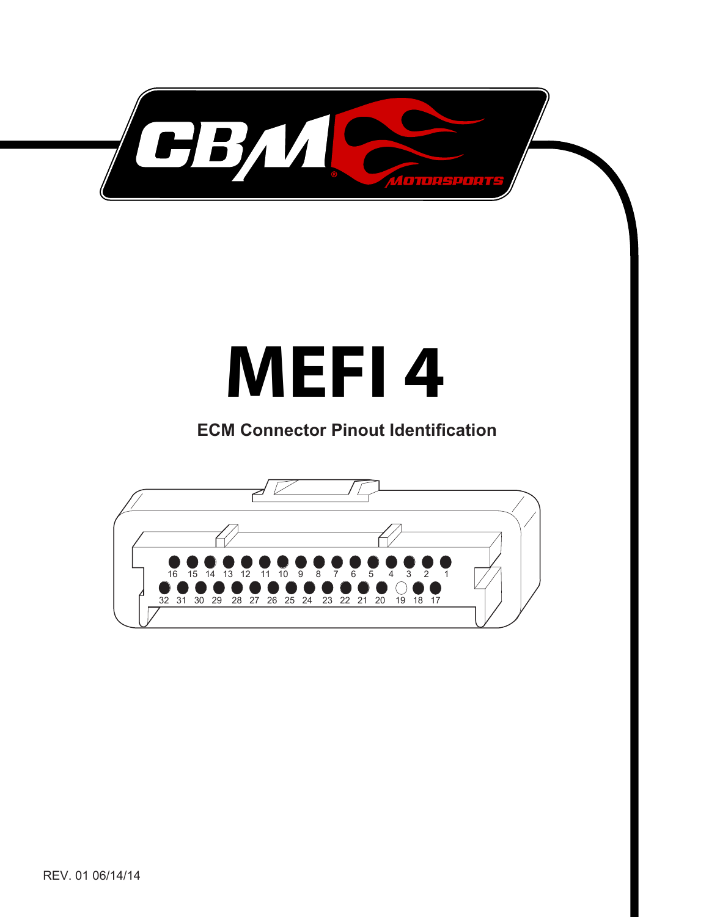# MEFI 4

## ECM Connector Pinout Identification

16 15 14 13 12 11 10 9 8 7 6 5 4 3 2 1

32 31 30 29 28 27 26 25 24 23 22 21 20 19 18 17

REV. 01 06/14/14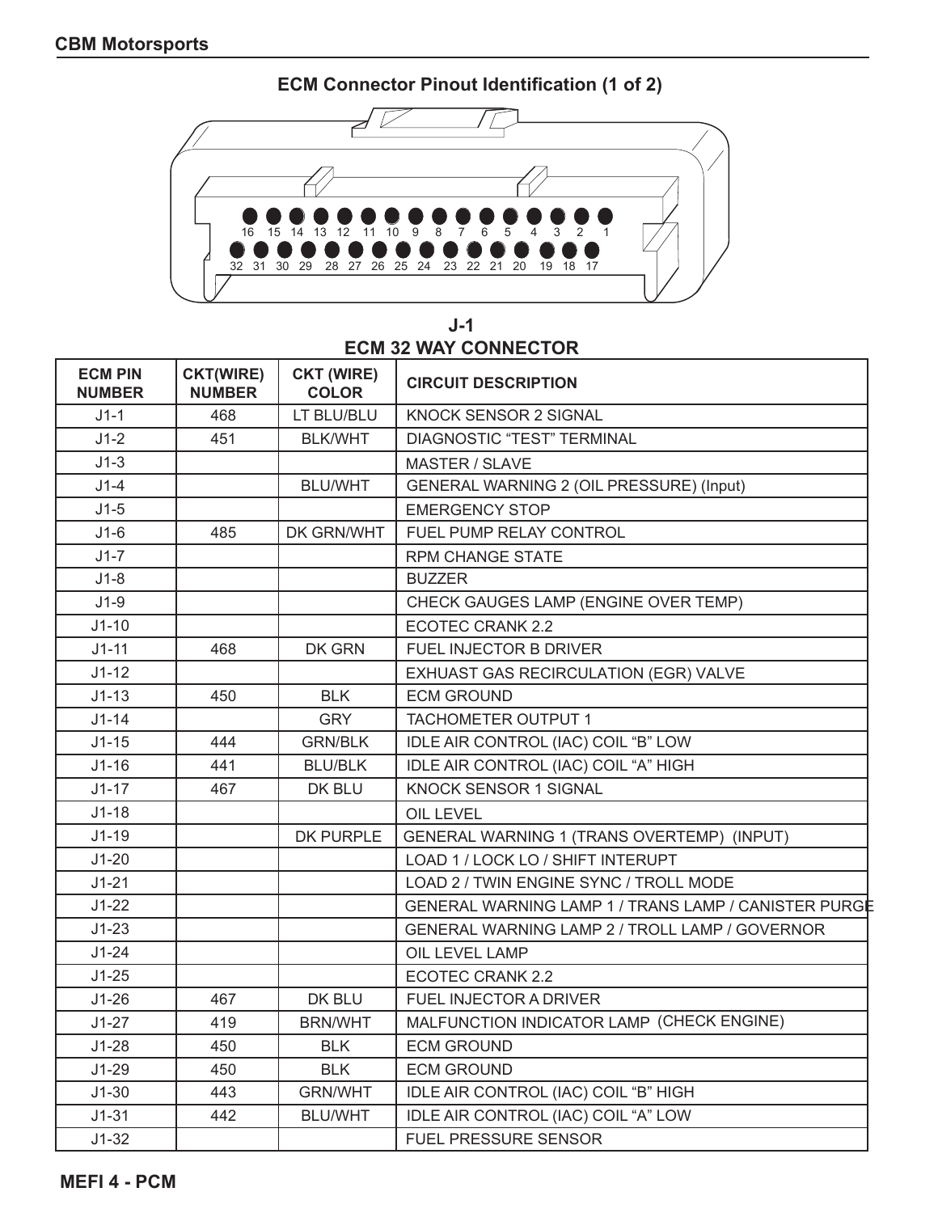## ECM Connector Pinout Identification (1 of 2)

**J-1**
**ECM 32 WAY CONNECTOR**

| ECM PIN NUMBER | CKT(WIRE) NUMBER | CKT (WIRE) COLOR | CIRCUIT DESCRIPTION |
|---|---|---|---|
| J1-1 | 468 | LT BLU/BLU | KNOCK SENSOR 2 SIGNAL |
| J1-2 | 451 | BLK/WHT | DIAGNOSTIC "TEST" TERMINAL |
| J1-3 | | | MASTER / SLAVE |
| J1-4 | | BLU/WHT | GENERAL WARNING 2 (OIL PRESSURE) (Input) |
| J1-5 | | | EMERGENCY STOP |
| J1-6 | 485 | DK GRN/WHT | FUEL PUMP RELAY CONTROL |
| J1-7 | | | RPM CHANGE STATE |
| J1-8 | | | BUZZER |
| J1-9 | | | CHECK GAUGES LAMP (ENGINE OVER TEMP) |
| J1-10 | | | ECOTEC CRANK 2.2 |
| J1-11 | 468 | DK GRN | FUEL INJECTOR B DRIVER |
| J1-12 | | | EXHUAST GAS RECIRCULATION (EGR) VALVE |
| J1-13 | 450 | BLK | ECM GROUND |
| J1-14 | | GRY | TACHOMETER OUTPUT 1 |
| J1-15 | 444 | GRN/BLK | IDLE AIR CONTROL (IAC) COIL "B" LOW |
| J1-16 | 441 | BLU/BLK | IDLE AIR CONTROL (IAC) COIL "A" HIGH |
| J1-17 | 467 | DK BLU | KNOCK SENSOR 1 SIGNAL |
| J1-18 | | | OIL LEVEL |
| J1-19 | | DK PURPLE | GENERAL WARNING 1 (TRANS OVERTEMP) (INPUT) |
| J1-20 | | | LOAD 1 / LOCK LO / SHIFT INTERUPT |
| J1-21 | | | LOAD 2 / TWIN ENGINE SYNC / TROLL MODE |
| J1-22 | | | GENERAL WARNING LAMP 1 / TRANS LAMP / CANISTER PURGE |
| J1-23 | | | GENERAL WARNING LAMP 2 / TROLL LAMP / GOVERNOR |
| J1-24 | | | OIL LEVEL LAMP |
| J1-25 | | | ECOTEC CRANK 2.2 |
| J1-26 | 467 | DK BLU | FUEL INJECTOR A DRIVER |
| J1-27 | 419 | BRN/WHT | MALFUNCTION INDICATOR LAMP (CHECK ENGINE) |
| J1-28 | 450 | BLK | ECM GROUND |
| J1-29 | 450 | BLK | ECM GROUND |
| J1-30 | 443 | GRN/WHT | IDLE AIR CONTROL (IAC) COIL "B" HIGH |
| J1-31 | 442 | BLU/WHT | IDLE AIR CONTROL (IAC) COIL "A" LOW |
| J1-32 | | | FUEL PRESSURE SENSOR |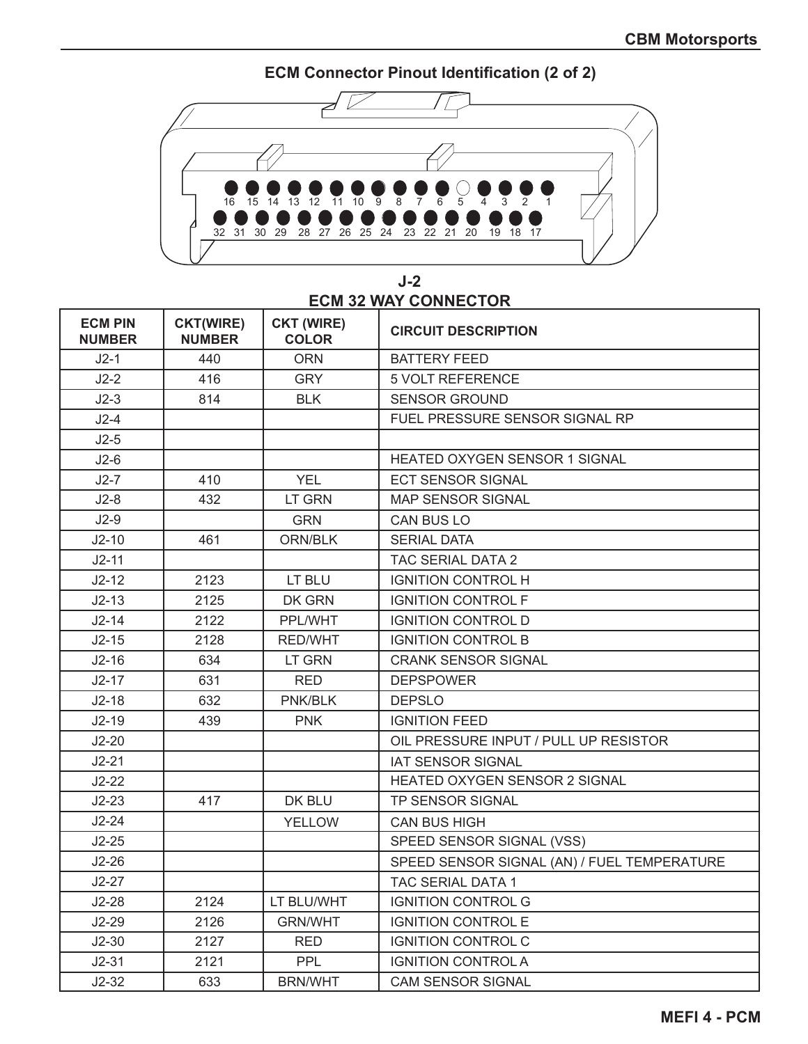## ECM Connector Pinout Identification (2 of 2)

16 15 14 13 12 11 10 9 8 7 6 5 4 3 2 1

32 31 30 29 28 27 26 25 24 23 22 21 20 19 18 17

**J-2**
**ECM 32 WAY CONNECTOR**

| ECM PIN NUMBER | CKT(WIRE) NUMBER | CKT (WIRE) COLOR | CIRCUIT DESCRIPTION |
|---|---|---|---|
| J2-1 | 440 | ORN | BATTERY FEED |
| J2-2 | 416 | GRY | 5 VOLT REFERENCE |
| J2-3 | 814 | BLK | SENSOR GROUND |
| J2-4 | | | FUEL PRESSURE SENSOR SIGNAL RP |
| J2-5 | | | |
| J2-6 | | | HEATED OXYGEN SENSOR 1 SIGNAL |
| J2-7 | 410 | YEL | ECT SENSOR SIGNAL |
| J2-8 | 432 | LT GRN | MAP SENSOR SIGNAL |
| J2-9 | | GRN | CAN BUS LO |
| J2-10 | 461 | ORN/BLK | SERIAL DATA |
| J2-11 | | | TAC SERIAL DATA 2 |
| J2-12 | 2123 | LT BLU | IGNITION CONTROL H |
| J2-13 | 2125 | DK GRN | IGNITION CONTROL F |
| J2-14 | 2122 | PPL/WHT | IGNITION CONTROL D |
| J2-15 | 2128 | RED/WHT | IGNITION CONTROL B |
| J2-16 | 634 | LT GRN | CRANK SENSOR SIGNAL |
| J2-17 | 631 | RED | DEPSPOWER |
| J2-18 | 632 | PNK/BLK | DEPSLO |
| J2-19 | 439 | PNK | IGNITION FEED |
| J2-20 | | | OIL PRESSURE INPUT / PULL UP RESISTOR |
| J2-21 | | | IAT SENSOR SIGNAL |
| J2-22 | | | HEATED OXYGEN SENSOR 2 SIGNAL |
| J2-23 | 417 | DK BLU | TP SENSOR SIGNAL |
| J2-24 | | YELLOW | CAN BUS HIGH |
| J2-25 | | | SPEED SENSOR SIGNAL (VSS) |
| J2-26 | | | SPEED SENSOR SIGNAL (AN) / FUEL TEMPERATURE |
| J2-27 | | | TAC SERIAL DATA 1 |
| J2-28 | 2124 | LT BLU/WHT | IGNITION CONTROL G |
| J2-29 | 2126 | GRN/WHT | IGNITION CONTROL E |
| J2-30 | 2127 | RED | IGNITION CONTROL C |
| J2-31 | 2121 | PPL | IGNITION CONTROL A |
| J2-32 | 633 | BRN/WHT | CAM SENSOR SIGNAL |